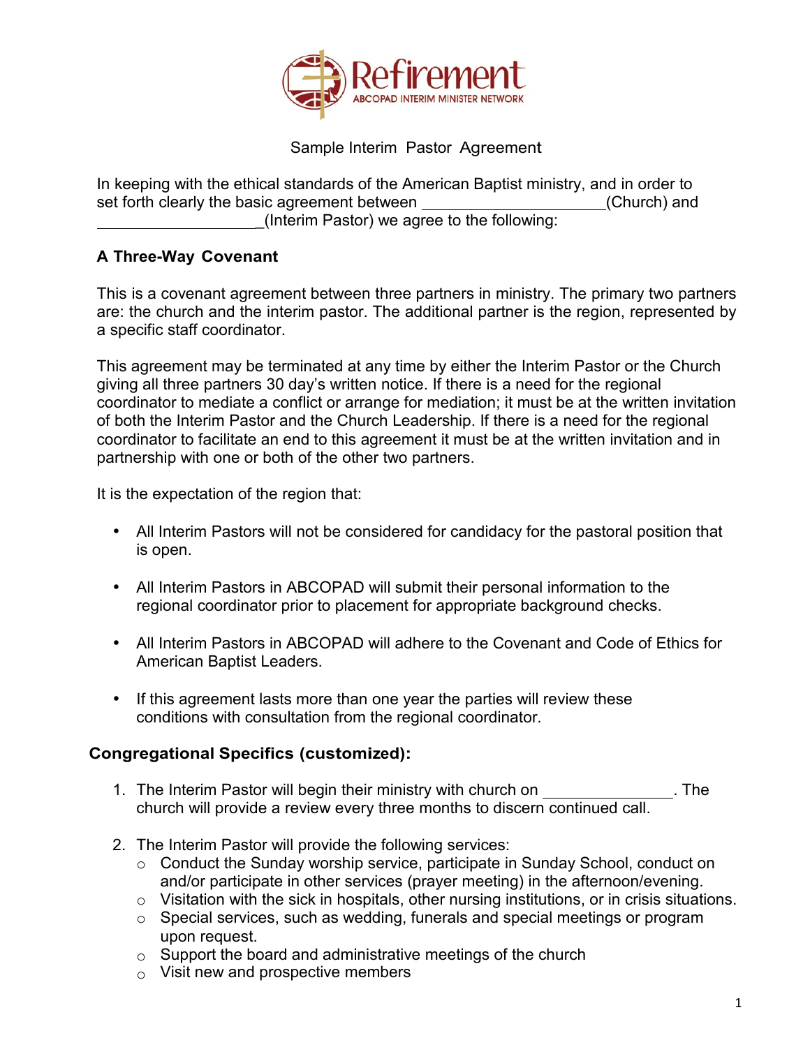Refirement

ABCOPAD INTERIM MINISTER NETWORK

Sample Interim Pastor Agreement

In keeping with the ethical standards of the American Baptist ministry, and in order to set forth clearly the basic agreement between ____________________(Church) and ___________________(Interim Pastor) we agree to the following:

**A Three-Way Covenant**

This is a covenant agreement between three partners in ministry. The primary two partners are: the church and the interim pastor. The additional partner is the region, represented by a specific staff coordinator.

This agreement may be terminated at any time by either the Interim Pastor or the Church giving all three partners 30 day's written notice. If there is a need for the regional coordinator to mediate a conflict or arrange for mediation; it must be at the written invitation of both the Interim Pastor and the Church Leadership. If there is a need for the regional coordinator to facilitate an end to this agreement it must be at the written invitation and in partnership with one or both of the other two partners.

It is the expectation of the region that:

- All Interim Pastors will not be considered for candidacy for the pastoral position that is open.
- All Interim Pastors in ABCOPAD will submit their personal information to the regional coordinator prior to placement for appropriate background checks.
- All Interim Pastors in ABCOPAD will adhere to the Covenant and Code of Ethics for American Baptist Leaders.
- If this agreement lasts more than one year the parties will review these conditions with consultation from the regional coordinator.

**Congregational Specifics (customized):**

1. The Interim Pastor will begin their ministry with church on ______________. The church will provide a review every three months to discern continued call.
2. The Interim Pastor will provide the following services:
   - Conduct the Sunday worship service, participate in Sunday School, conduct on and/or participate in other services (prayer meeting) in the afternoon/evening.
   - Visitation with the sick in hospitals, other nursing institutions, or in crisis situations.
   - Special services, such as wedding, funerals and special meetings or program upon request.
   - Support the board and administrative meetings of the church
   - Visit new and prospective members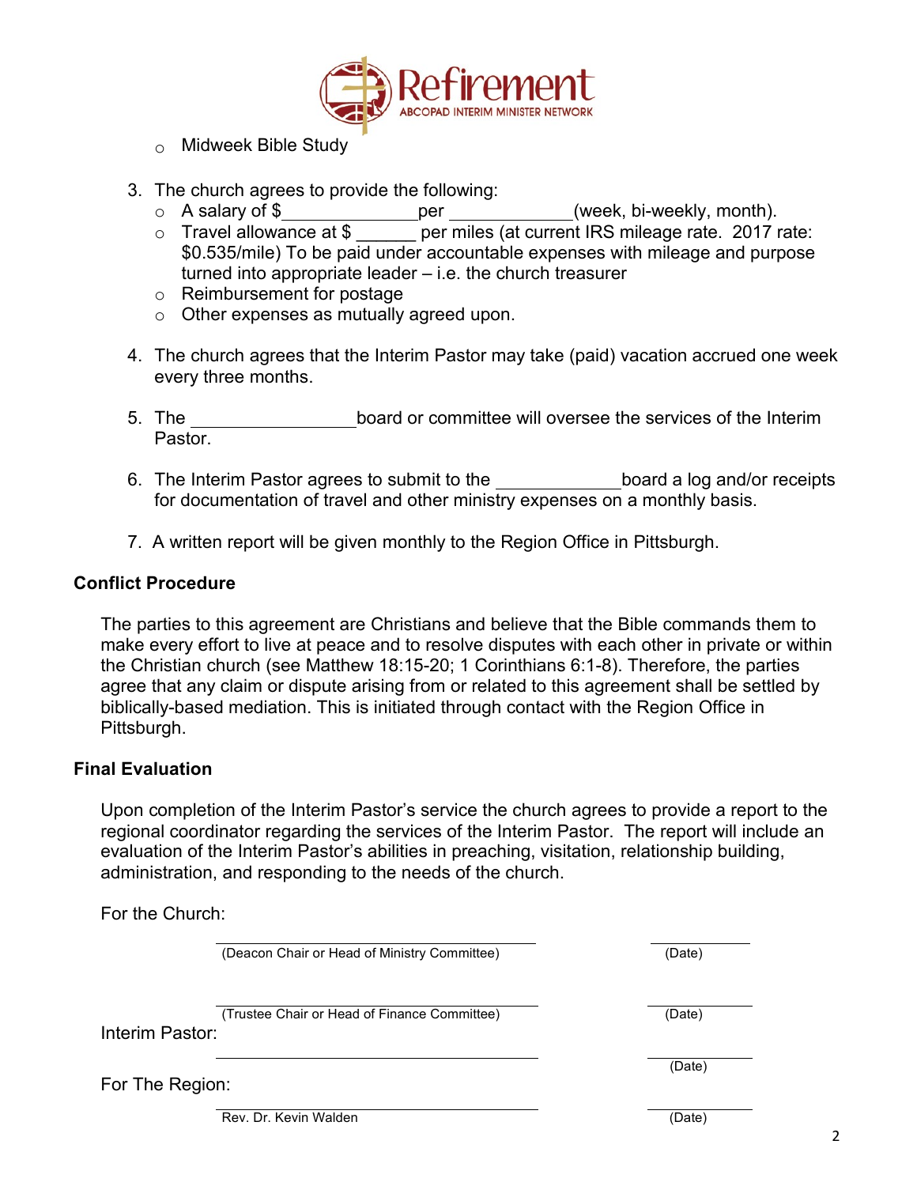- Midweek Bible Study

3. The church agrees to provide the following:
   - A salary of $______________per ____________(week, bi-weekly, month).
   - Travel allowance at $ ______ per miles (at current IRS mileage rate. 2017 rate: $0.535/mile) To be paid under accountable expenses with mileage and purpose turned into appropriate leader – i.e. the church treasurer
   - Reimbursement for postage
   - Other expenses as mutually agreed upon.

4. The church agrees that the Interim Pastor may take (paid) vacation accrued one week every three months.

5. The ________________board or committee will oversee the services of the Interim Pastor.

6. The Interim Pastor agrees to submit to the ____________board a log and/or receipts for documentation of travel and other ministry expenses on a monthly basis.

7. A written report will be given monthly to the Region Office in Pittsburgh.

**Conflict Procedure**

The parties to this agreement are Christians and believe that the Bible commands them to make every effort to live at peace and to resolve disputes with each other in private or within the Christian church (see Matthew 18:15-20; 1 Corinthians 6:1-8). Therefore, the parties agree that any claim or dispute arising from or related to this agreement shall be settled by biblically-based mediation. This is initiated through contact with the Region Office in Pittsburgh.

**Final Evaluation**

Upon completion of the Interim Pastor's service the church agrees to provide a report to the regional coordinator regarding the services of the Interim Pastor. The report will include an evaluation of the Interim Pastor's abilities in preaching, visitation, relationship building, administration, and responding to the needs of the church.

For the Church:

______________________________ ____________
(Deacon Chair or Head of Ministry Committee) (Date)

______________________________ ____________
(Trustee Chair or Head of Finance Committee) (Date)

Interim Pastor:

______________________________ ____________
(Date)

For The Region:

______________________________ ____________
Rev. Dr. Kevin Walden (Date)